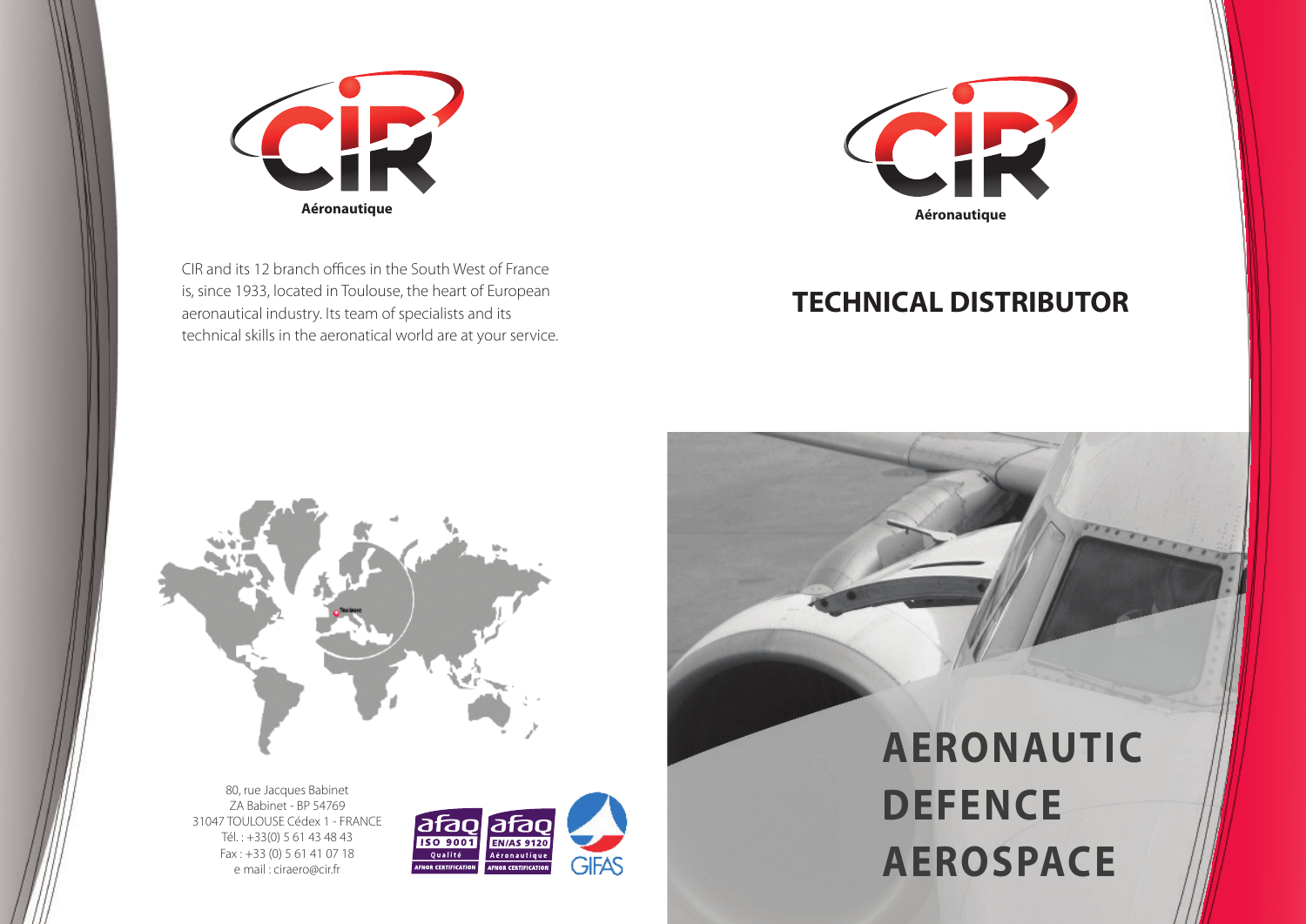Aéronautique

CIR and its 12 branch offices in the South West of France is, since 1933, located in Toulouse, the heart of European aeronautical industry. Its team of specialists and its technical skills in the aeronatical world are at your service.

80, rue Jacques Babinet
ZA Babinet - BP 54769
31047 TOULOUSE Cédex 1 - FRANCE
Tél. : +33(0) 5 61 43 48 43
Fax : +33 (0) 5 61 41 07 18
e mail : ciraero@cir.fr

afaq ISO 9001 Qualité AFNOR CERTIFICATION

afaq EN/AS 9120 Aéronautique AFNOR CERTIFICATION

GIFAS

Aéronautique

# TECHNICAL DISTRIBUTOR

# AERONAUTIC
# DEFENCE
# AEROSPACE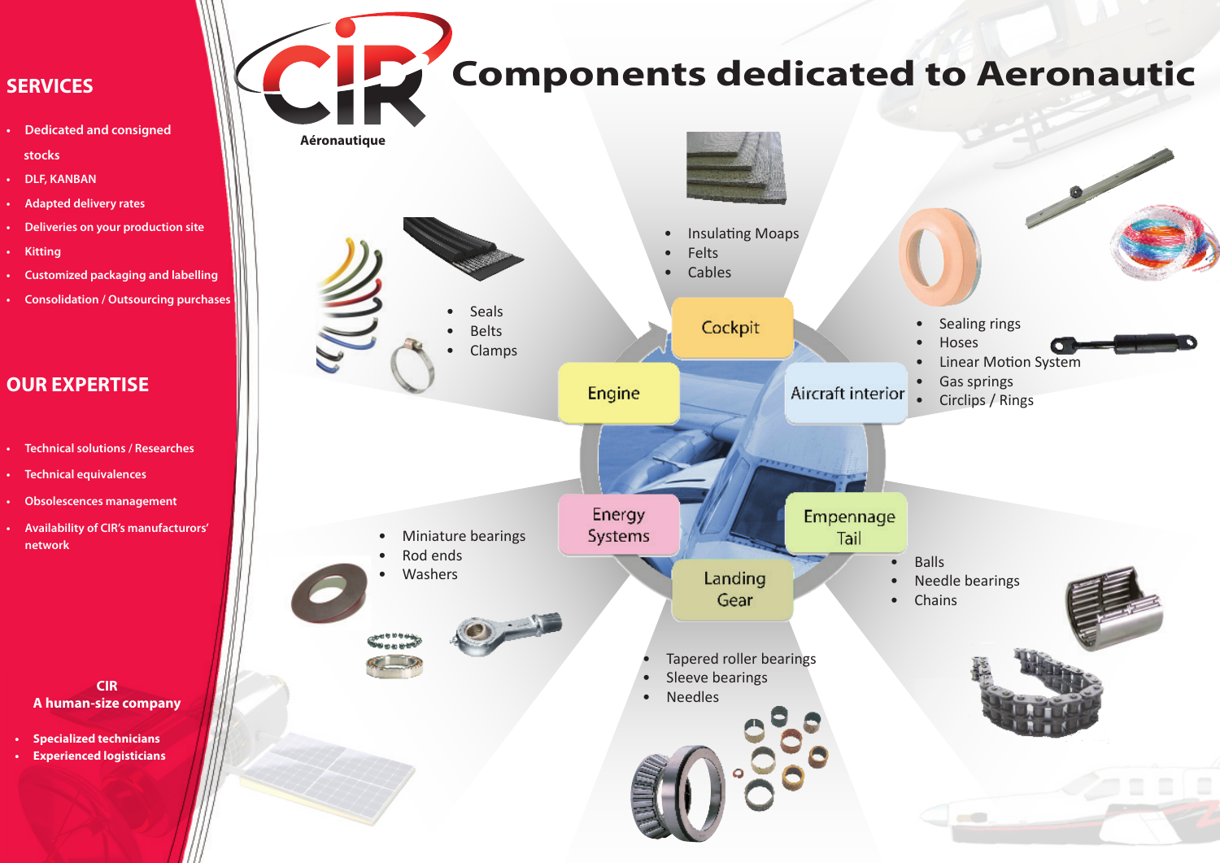CIR Aéronautique

# Components dedicated to Aeronautic

## SERVICES

- Dedicated and consigned stocks
- DLF, KANBAN
- Adapted delivery rates
- Deliveries on your production site
- Kitting
- Customized packaging and labelling
- Consolidation / Outsourcing purchases

## OUR EXPERTISE

- Technical solutions / Researches
- Technical equivalences
- Obsolescences management
- Availability of CIR's manufacturors' network

### CIR
### A human-size company

- Specialized technicians
- Experienced logisticians

**Cockpit**

- Insulating Moaps
- Felts
- Cables

**Engine**

- Seals
- Belts
- Clamps

**Aircraft interior**

- Sealing rings
- Hoses
- Linear Motion System
- Gas springs
- Circlips / Rings

**Energy Systems**

- Miniature bearings
- Rod ends
- Washers

**Empennage Tail**

- Balls
- Needle bearings
- Chains

**Landing Gear**

- Tapered roller bearings
- Sleeve bearings
- Needles